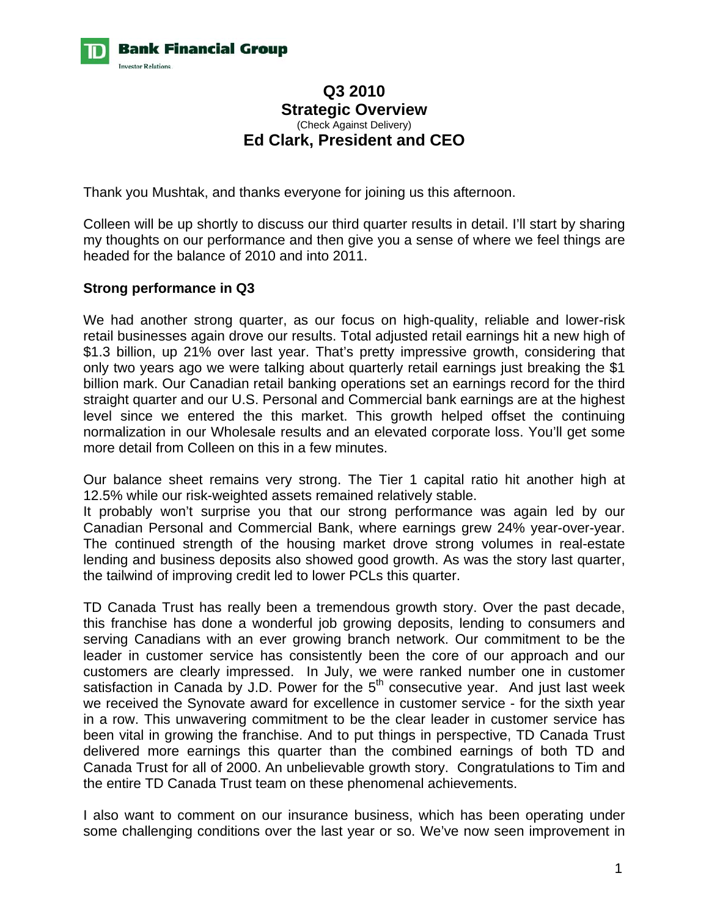# Q3 2010
## Strategic Overview

(Check Against Delivery)

## Ed Clark, President and CEO

Thank you Mushtak, and thanks everyone for joining us this afternoon.

Colleen will be up shortly to discuss our third quarter results in detail. I'll start by sharing my thoughts on our performance and then give you a sense of where we feel things are headed for the balance of 2010 and into 2011.

**Strong performance in Q3**

We had another strong quarter, as our focus on high-quality, reliable and lower-risk retail businesses again drove our results. Total adjusted retail earnings hit a new high of $1.3 billion, up 21% over last year. That's pretty impressive growth, considering that only two years ago we were talking about quarterly retail earnings just breaking the $1 billion mark. Our Canadian retail banking operations set an earnings record for the third straight quarter and our U.S. Personal and Commercial bank earnings are at the highest level since we entered the this market. This growth helped offset the continuing normalization in our Wholesale results and an elevated corporate loss. You'll get some more detail from Colleen on this in a few minutes.

Our balance sheet remains very strong. The Tier 1 capital ratio hit another high at 12.5% while our risk-weighted assets remained relatively stable.
It probably won't surprise you that our strong performance was again led by our Canadian Personal and Commercial Bank, where earnings grew 24% year-over-year. The continued strength of the housing market drove strong volumes in real-estate lending and business deposits also showed good growth. As was the story last quarter, the tailwind of improving credit led to lower PCLs this quarter.

TD Canada Trust has really been a tremendous growth story. Over the past decade, this franchise has done a wonderful job growing deposits, lending to consumers and serving Canadians with an ever growing branch network. Our commitment to be the leader in customer service has consistently been the core of our approach and our customers are clearly impressed. In July, we were ranked number one in customer satisfaction in Canada by J.D. Power for the 5th consecutive year. And just last week we received the Synovate award for excellence in customer service - for the sixth year in a row. This unwavering commitment to be the clear leader in customer service has been vital in growing the franchise. And to put things in perspective, TD Canada Trust delivered more earnings this quarter than the combined earnings of both TD and Canada Trust for all of 2000. An unbelievable growth story. Congratulations to Tim and the entire TD Canada Trust team on these phenomenal achievements.

I also want to comment on our insurance business, which has been operating under some challenging conditions over the last year or so. We've now seen improvement in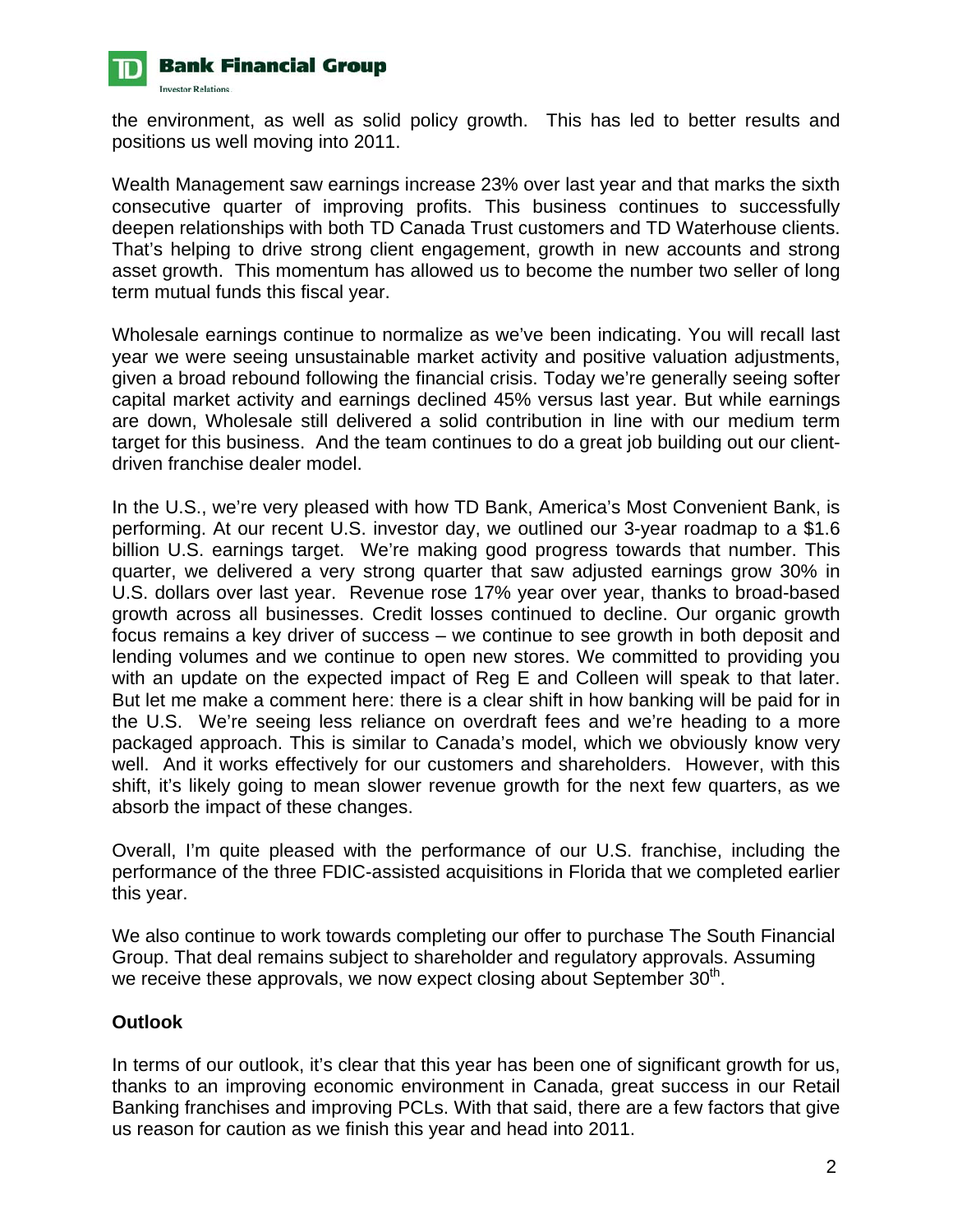the environment, as well as solid policy growth. This has led to better results and positions us well moving into 2011.

Wealth Management saw earnings increase 23% over last year and that marks the sixth consecutive quarter of improving profits. This business continues to successfully deepen relationships with both TD Canada Trust customers and TD Waterhouse clients. That's helping to drive strong client engagement, growth in new accounts and strong asset growth. This momentum has allowed us to become the number two seller of long term mutual funds this fiscal year.

Wholesale earnings continue to normalize as we've been indicating. You will recall last year we were seeing unsustainable market activity and positive valuation adjustments, given a broad rebound following the financial crisis. Today we're generally seeing softer capital market activity and earnings declined 45% versus last year. But while earnings are down, Wholesale still delivered a solid contribution in line with our medium term target for this business. And the team continues to do a great job building out our client-driven franchise dealer model.

In the U.S., we're very pleased with how TD Bank, America's Most Convenient Bank, is performing. At our recent U.S. investor day, we outlined our 3-year roadmap to a $1.6 billion U.S. earnings target. We're making good progress towards that number. This quarter, we delivered a very strong quarter that saw adjusted earnings grow 30% in U.S. dollars over last year. Revenue rose 17% year over year, thanks to broad-based growth across all businesses. Credit losses continued to decline. Our organic growth focus remains a key driver of success – we continue to see growth in both deposit and lending volumes and we continue to open new stores. We committed to providing you with an update on the expected impact of Reg E and Colleen will speak to that later. But let me make a comment here: there is a clear shift in how banking will be paid for in the U.S. We're seeing less reliance on overdraft fees and we're heading to a more packaged approach. This is similar to Canada's model, which we obviously know very well. And it works effectively for our customers and shareholders. However, with this shift, it's likely going to mean slower revenue growth for the next few quarters, as we absorb the impact of these changes.

Overall, I'm quite pleased with the performance of our U.S. franchise, including the performance of the three FDIC-assisted acquisitions in Florida that we completed earlier this year.

We also continue to work towards completing our offer to purchase The South Financial Group. That deal remains subject to shareholder and regulatory approvals. Assuming we receive these approvals, we now expect closing about September 30th.

**Outlook**

In terms of our outlook, it's clear that this year has been one of significant growth for us, thanks to an improving economic environment in Canada, great success in our Retail Banking franchises and improving PCLs. With that said, there are a few factors that give us reason for caution as we finish this year and head into 2011.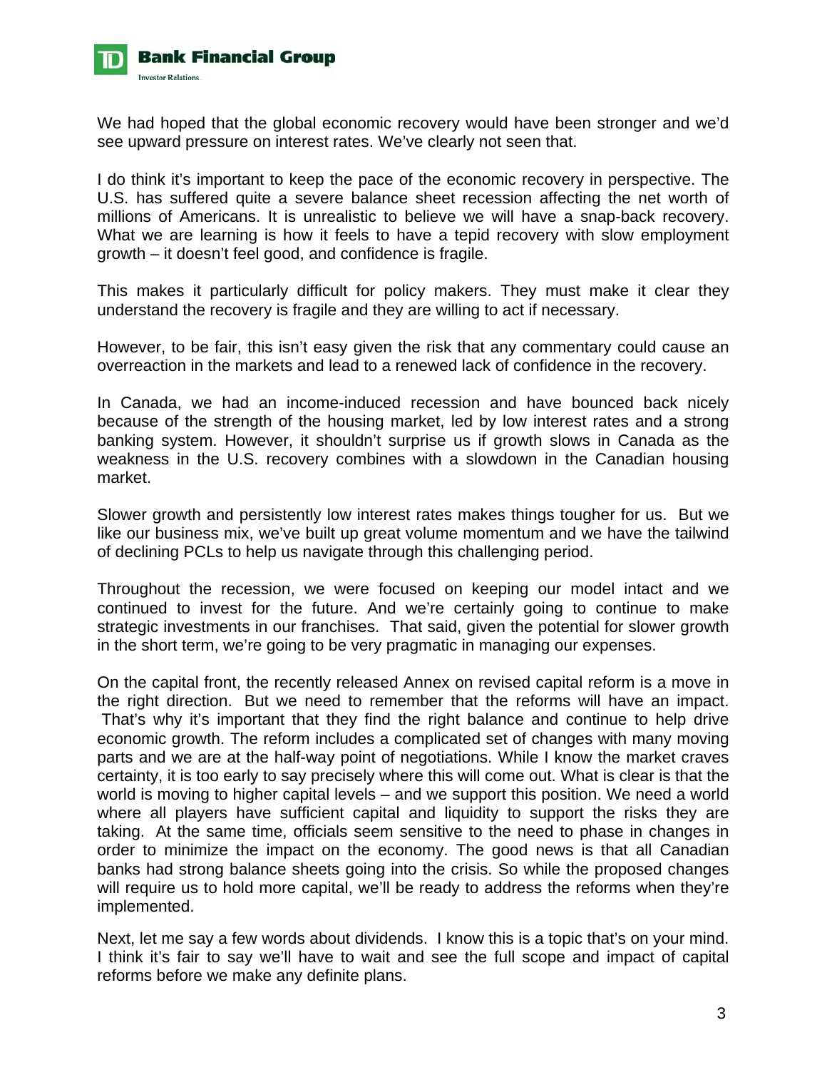We had hoped that the global economic recovery would have been stronger and we'd see upward pressure on interest rates. We've clearly not seen that.

I do think it's important to keep the pace of the economic recovery in perspective. The U.S. has suffered quite a severe balance sheet recession affecting the net worth of millions of Americans. It is unrealistic to believe we will have a snap-back recovery. What we are learning is how it feels to have a tepid recovery with slow employment growth – it doesn't feel good, and confidence is fragile.

This makes it particularly difficult for policy makers. They must make it clear they understand the recovery is fragile and they are willing to act if necessary.

However, to be fair, this isn't easy given the risk that any commentary could cause an overreaction in the markets and lead to a renewed lack of confidence in the recovery.

In Canada, we had an income-induced recession and have bounced back nicely because of the strength of the housing market, led by low interest rates and a strong banking system. However, it shouldn't surprise us if growth slows in Canada as the weakness in the U.S. recovery combines with a slowdown in the Canadian housing market.

Slower growth and persistently low interest rates makes things tougher for us. But we like our business mix, we've built up great volume momentum and we have the tailwind of declining PCLs to help us navigate through this challenging period.

Throughout the recession, we were focused on keeping our model intact and we continued to invest for the future. And we're certainly going to continue to make strategic investments in our franchises. That said, given the potential for slower growth in the short term, we're going to be very pragmatic in managing our expenses.

On the capital front, the recently released Annex on revised capital reform is a move in the right direction. But we need to remember that the reforms will have an impact. That's why it's important that they find the right balance and continue to help drive economic growth. The reform includes a complicated set of changes with many moving parts and we are at the half-way point of negotiations. While I know the market craves certainty, it is too early to say precisely where this will come out. What is clear is that the world is moving to higher capital levels – and we support this position. We need a world where all players have sufficient capital and liquidity to support the risks they are taking. At the same time, officials seem sensitive to the need to phase in changes in order to minimize the impact on the economy. The good news is that all Canadian banks had strong balance sheets going into the crisis. So while the proposed changes will require us to hold more capital, we'll be ready to address the reforms when they're implemented.

Next, let me say a few words about dividends. I know this is a topic that's on your mind. I think it's fair to say we'll have to wait and see the full scope and impact of capital reforms before we make any definite plans.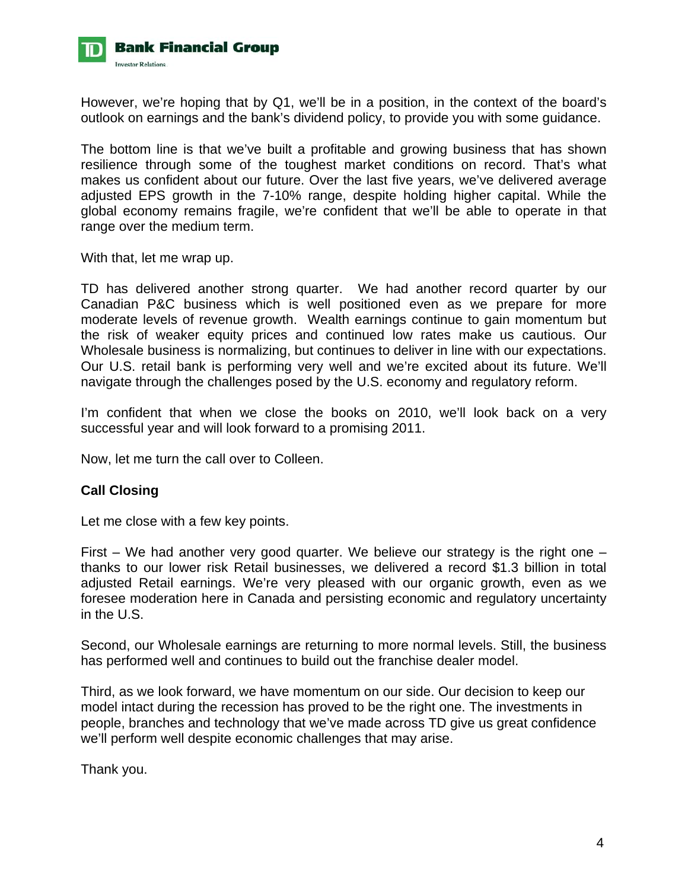However, we're hoping that by Q1, we'll be in a position, in the context of the board's outlook on earnings and the bank's dividend policy, to provide you with some guidance.

The bottom line is that we've built a profitable and growing business that has shown resilience through some of the toughest market conditions on record. That's what makes us confident about our future. Over the last five years, we've delivered average adjusted EPS growth in the 7-10% range, despite holding higher capital. While the global economy remains fragile, we're confident that we'll be able to operate in that range over the medium term.

With that, let me wrap up.

TD has delivered another strong quarter. We had another record quarter by our Canadian P&C business which is well positioned even as we prepare for more moderate levels of revenue growth. Wealth earnings continue to gain momentum but the risk of weaker equity prices and continued low rates make us cautious. Our Wholesale business is normalizing, but continues to deliver in line with our expectations. Our U.S. retail bank is performing very well and we're excited about its future. We'll navigate through the challenges posed by the U.S. economy and regulatory reform.

I'm confident that when we close the books on 2010, we'll look back on a very successful year and will look forward to a promising 2011.

Now, let me turn the call over to Colleen.

**Call Closing**

Let me close with a few key points.

First – We had another very good quarter. We believe our strategy is the right one – thanks to our lower risk Retail businesses, we delivered a record $1.3 billion in total adjusted Retail earnings. We're very pleased with our organic growth, even as we foresee moderation here in Canada and persisting economic and regulatory uncertainty in the U.S.

Second, our Wholesale earnings are returning to more normal levels. Still, the business has performed well and continues to build out the franchise dealer model.

Third, as we look forward, we have momentum on our side. Our decision to keep our model intact during the recession has proved to be the right one. The investments in people, branches and technology that we've made across TD give us great confidence we'll perform well despite economic challenges that may arise.

Thank you.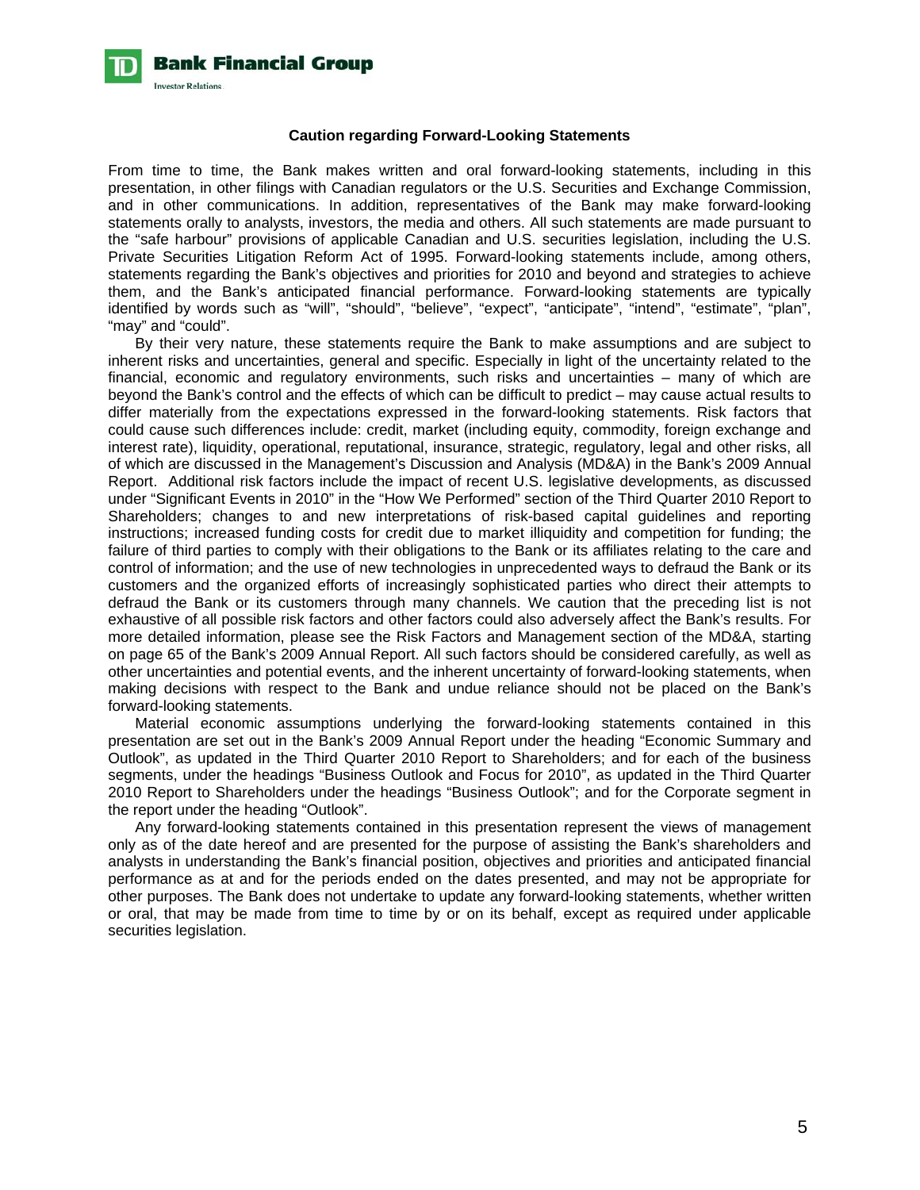### Caution regarding Forward-Looking Statements

From time to time, the Bank makes written and oral forward-looking statements, including in this presentation, in other filings with Canadian regulators or the U.S. Securities and Exchange Commission, and in other communications. In addition, representatives of the Bank may make forward-looking statements orally to analysts, investors, the media and others. All such statements are made pursuant to the "safe harbour" provisions of applicable Canadian and U.S. securities legislation, including the U.S. Private Securities Litigation Reform Act of 1995. Forward-looking statements include, among others, statements regarding the Bank's objectives and priorities for 2010 and beyond and strategies to achieve them, and the Bank's anticipated financial performance. Forward-looking statements are typically identified by words such as "will", "should", "believe", "expect", "anticipate", "intend", "estimate", "plan", "may" and "could".

By their very nature, these statements require the Bank to make assumptions and are subject to inherent risks and uncertainties, general and specific. Especially in light of the uncertainty related to the financial, economic and regulatory environments, such risks and uncertainties – many of which are beyond the Bank's control and the effects of which can be difficult to predict – may cause actual results to differ materially from the expectations expressed in the forward-looking statements. Risk factors that could cause such differences include: credit, market (including equity, commodity, foreign exchange and interest rate), liquidity, operational, reputational, insurance, strategic, regulatory, legal and other risks, all of which are discussed in the Management's Discussion and Analysis (MD&A) in the Bank's 2009 Annual Report. Additional risk factors include the impact of recent U.S. legislative developments, as discussed under "Significant Events in 2010" in the "How We Performed" section of the Third Quarter 2010 Report to Shareholders; changes to and new interpretations of risk-based capital guidelines and reporting instructions; increased funding costs for credit due to market illiquidity and competition for funding; the failure of third parties to comply with their obligations to the Bank or its affiliates relating to the care and control of information; and the use of new technologies in unprecedented ways to defraud the Bank or its customers and the organized efforts of increasingly sophisticated parties who direct their attempts to defraud the Bank or its customers through many channels. We caution that the preceding list is not exhaustive of all possible risk factors and other factors could also adversely affect the Bank's results. For more detailed information, please see the Risk Factors and Management section of the MD&A, starting on page 65 of the Bank's 2009 Annual Report. All such factors should be considered carefully, as well as other uncertainties and potential events, and the inherent uncertainty of forward-looking statements, when making decisions with respect to the Bank and undue reliance should not be placed on the Bank's forward-looking statements.

Material economic assumptions underlying the forward-looking statements contained in this presentation are set out in the Bank's 2009 Annual Report under the heading "Economic Summary and Outlook", as updated in the Third Quarter 2010 Report to Shareholders; and for each of the business segments, under the headings "Business Outlook and Focus for 2010", as updated in the Third Quarter 2010 Report to Shareholders under the headings "Business Outlook"; and for the Corporate segment in the report under the heading "Outlook".

Any forward-looking statements contained in this presentation represent the views of management only as of the date hereof and are presented for the purpose of assisting the Bank's shareholders and analysts in understanding the Bank's financial position, objectives and priorities and anticipated financial performance as at and for the periods ended on the dates presented, and may not be appropriate for other purposes. The Bank does not undertake to update any forward-looking statements, whether written or oral, that may be made from time to time by or on its behalf, except as required under applicable securities legislation.